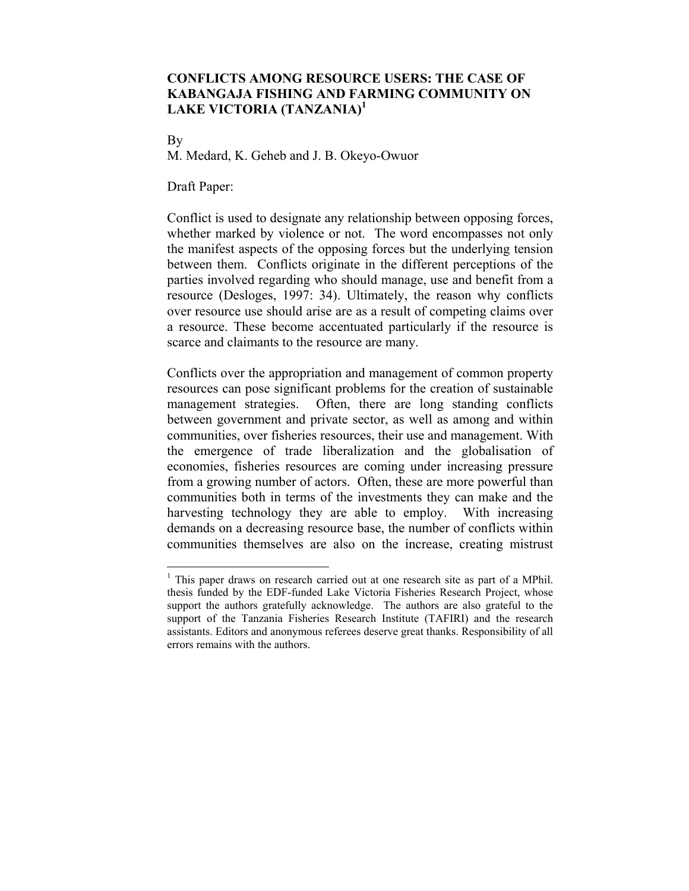# CONFLICTS AMONG RESOURCE USERS: THE CASE OF KABANGAJA FISHING AND FARMING COMMUNITY ON LAKE VICTORIA (TANZANIA)[1]

By
M. Medard, K. Geheb and J. B. Okeyo-Owuor

Draft Paper:

Conflict is used to designate any relationship between opposing forces, whether marked by violence or not. The word encompasses not only the manifest aspects of the opposing forces but the underlying tension between them. Conflicts originate in the different perceptions of the parties involved regarding who should manage, use and benefit from a resource (Desloges, 1997: 34). Ultimately, the reason why conflicts over resource use should arise are as a result of competing claims over a resource. These become accentuated particularly if the resource is scarce and claimants to the resource are many.

Conflicts over the appropriation and management of common property resources can pose significant problems for the creation of sustainable management strategies. Often, there are long standing conflicts between government and private sector, as well as among and within communities, over fisheries resources, their use and management. With the emergence of trade liberalization and the globalisation of economies, fisheries resources are coming under increasing pressure from a growing number of actors. Often, these are more powerful than communities both in terms of the investments they can make and the harvesting technology they are able to employ. With increasing demands on a decreasing resource base, the number of conflicts within communities themselves are also on the increase, creating mistrust

[1] This paper draws on research carried out at one research site as part of a MPhil. thesis funded by the EDF-funded Lake Victoria Fisheries Research Project, whose support the authors gratefully acknowledge. The authors are also grateful to the support of the Tanzania Fisheries Research Institute (TAFIRI) and the research assistants. Editors and anonymous referees deserve great thanks. Responsibility of all errors remains with the authors.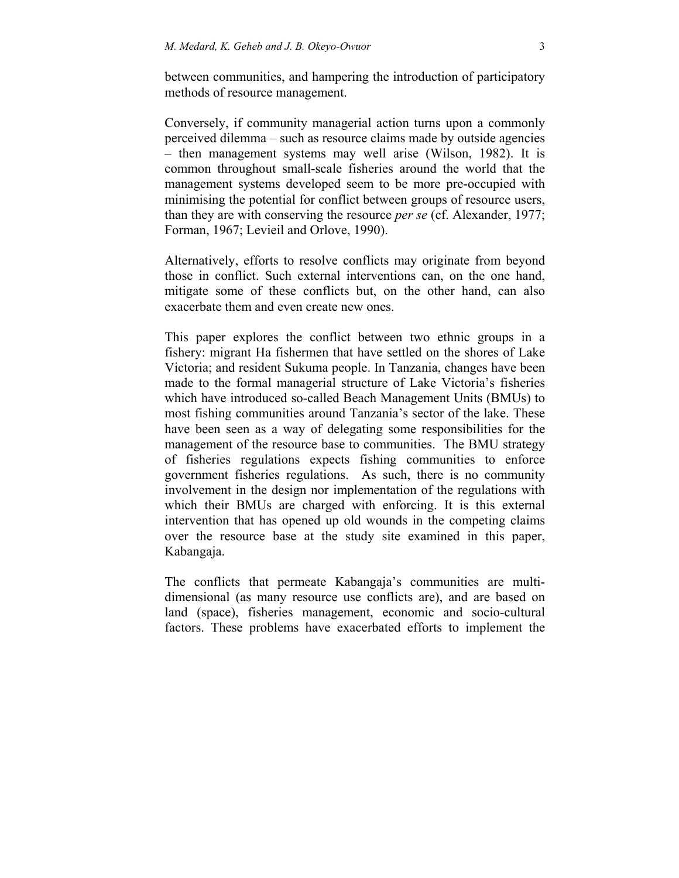between communities, and hampering the introduction of participatory methods of resource management.

Conversely, if community managerial action turns upon a commonly perceived dilemma – such as resource claims made by outside agencies – then management systems may well arise (Wilson, 1982). It is common throughout small-scale fisheries around the world that the management systems developed seem to be more pre-occupied with minimising the potential for conflict between groups of resource users, than they are with conserving the resource *per se* (cf. Alexander, 1977; Forman, 1967; Levieil and Orlove, 1990).

Alternatively, efforts to resolve conflicts may originate from beyond those in conflict. Such external interventions can, on the one hand, mitigate some of these conflicts but, on the other hand, can also exacerbate them and even create new ones.

This paper explores the conflict between two ethnic groups in a fishery: migrant Ha fishermen that have settled on the shores of Lake Victoria; and resident Sukuma people. In Tanzania, changes have been made to the formal managerial structure of Lake Victoria's fisheries which have introduced so-called Beach Management Units (BMUs) to most fishing communities around Tanzania's sector of the lake. These have been seen as a way of delegating some responsibilities for the management of the resource base to communities. The BMU strategy of fisheries regulations expects fishing communities to enforce government fisheries regulations. As such, there is no community involvement in the design nor implementation of the regulations with which their BMUs are charged with enforcing. It is this external intervention that has opened up old wounds in the competing claims over the resource base at the study site examined in this paper, Kabangaja.

The conflicts that permeate Kabangaja's communities are multi-dimensional (as many resource use conflicts are), and are based on land (space), fisheries management, economic and socio-cultural factors. These problems have exacerbated efforts to implement the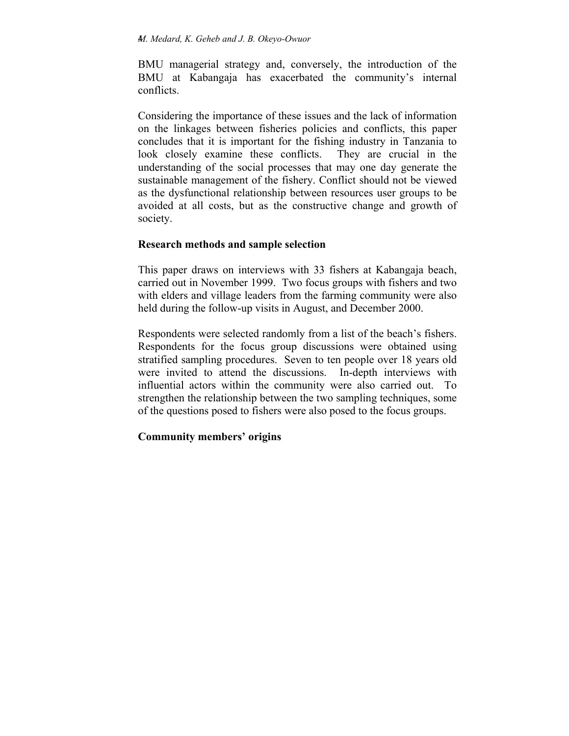BMU managerial strategy and, conversely, the introduction of the BMU at Kabangaja has exacerbated the community's internal conflicts.

Considering the importance of these issues and the lack of information on the linkages between fisheries policies and conflicts, this paper concludes that it is important for the fishing industry in Tanzania to look closely examine these conflicts. They are crucial in the understanding of the social processes that may one day generate the sustainable management of the fishery. Conflict should not be viewed as the dysfunctional relationship between resources user groups to be avoided at all costs, but as the constructive change and growth of society.

## Research methods and sample selection

This paper draws on interviews with 33 fishers at Kabangaja beach, carried out in November 1999. Two focus groups with fishers and two with elders and village leaders from the farming community were also held during the follow-up visits in August, and December 2000.

Respondents were selected randomly from a list of the beach's fishers. Respondents for the focus group discussions were obtained using stratified sampling procedures. Seven to ten people over 18 years old were invited to attend the discussions. In-depth interviews with influential actors within the community were also carried out. To strengthen the relationship between the two sampling techniques, some of the questions posed to fishers were also posed to the focus groups.

## Community members' origins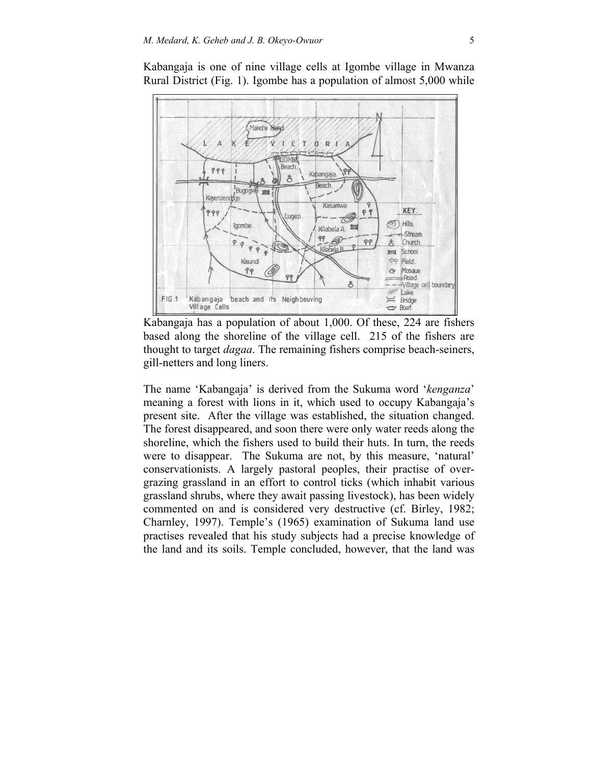Kabangaja is one of nine village cells at Igombe village in Mwanza Rural District (Fig. 1). Igombe has a population of almost 5,000 while Kabangaja has a population of about 1,000. Of these, 224 are fishers based along the shoreline of the village cell. 215 of the fishers are thought to target *dagaa*. The remaining fishers comprise beach-seiners, gill-netters and long liners.

FIG.1 Kabangaja beach and its Neighbouving Village Cells

The name 'Kabangaja' is derived from the Sukuma word '*kenganza*' meaning a forest with lions in it, which used to occupy Kabangaja's present site. After the village was established, the situation changed. The forest disappeared, and soon there were only water reeds along the shoreline, which the fishers used to build their huts. In turn, the reeds were to disappear. The Sukuma are not, by this measure, 'natural' conservationists. A largely pastoral peoples, their practise of over-grazing grassland in an effort to control ticks (which inhabit various grassland shrubs, where they await passing livestock), has been widely commented on and is considered very destructive (cf. Birley, 1982; Charnley, 1997). Temple's (1965) examination of Sukuma land use practises revealed that his study subjects had a precise knowledge of the land and its soils. Temple concluded, however, that the land was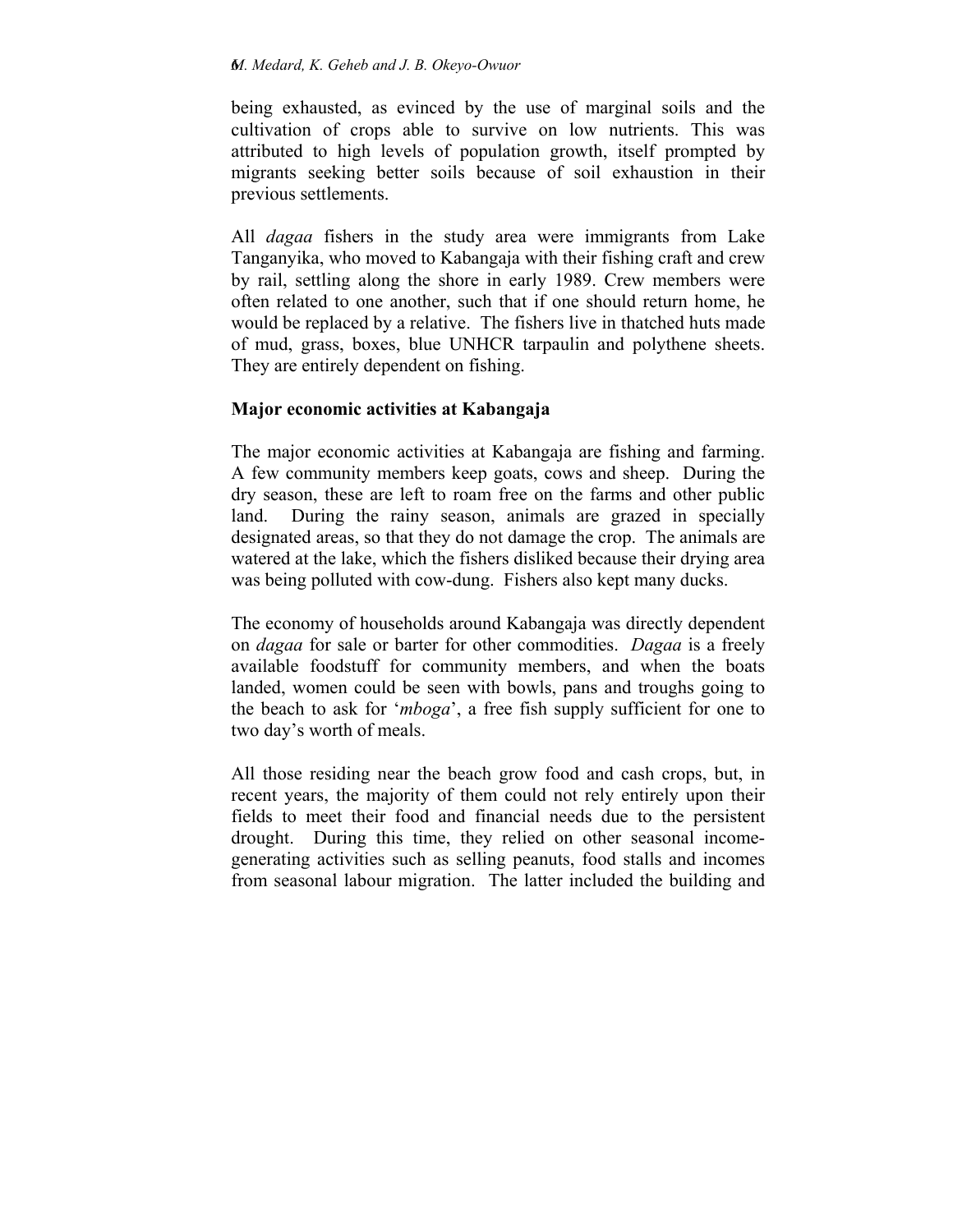being exhausted, as evinced by the use of marginal soils and the cultivation of crops able to survive on low nutrients. This was attributed to high levels of population growth, itself prompted by migrants seeking better soils because of soil exhaustion in their previous settlements.

All *dagaa* fishers in the study area were immigrants from Lake Tanganyika, who moved to Kabangaja with their fishing craft and crew by rail, settling along the shore in early 1989. Crew members were often related to one another, such that if one should return home, he would be replaced by a relative. The fishers live in thatched huts made of mud, grass, boxes, blue UNHCR tarpaulin and polythene sheets. They are entirely dependent on fishing.

**Major economic activities at Kabangaja**

The major economic activities at Kabangaja are fishing and farming. A few community members keep goats, cows and sheep. During the dry season, these are left to roam free on the farms and other public land. During the rainy season, animals are grazed in specially designated areas, so that they do not damage the crop. The animals are watered at the lake, which the fishers disliked because their drying area was being polluted with cow-dung. Fishers also kept many ducks.

The economy of households around Kabangaja was directly dependent on *dagaa* for sale or barter for other commodities. *Dagaa* is a freely available foodstuff for community members, and when the boats landed, women could be seen with bowls, pans and troughs going to the beach to ask for '*mboga*', a free fish supply sufficient for one to two day's worth of meals.

All those residing near the beach grow food and cash crops, but, in recent years, the majority of them could not rely entirely upon their fields to meet their food and financial needs due to the persistent drought. During this time, they relied on other seasonal income-generating activities such as selling peanuts, food stalls and incomes from seasonal labour migration. The latter included the building and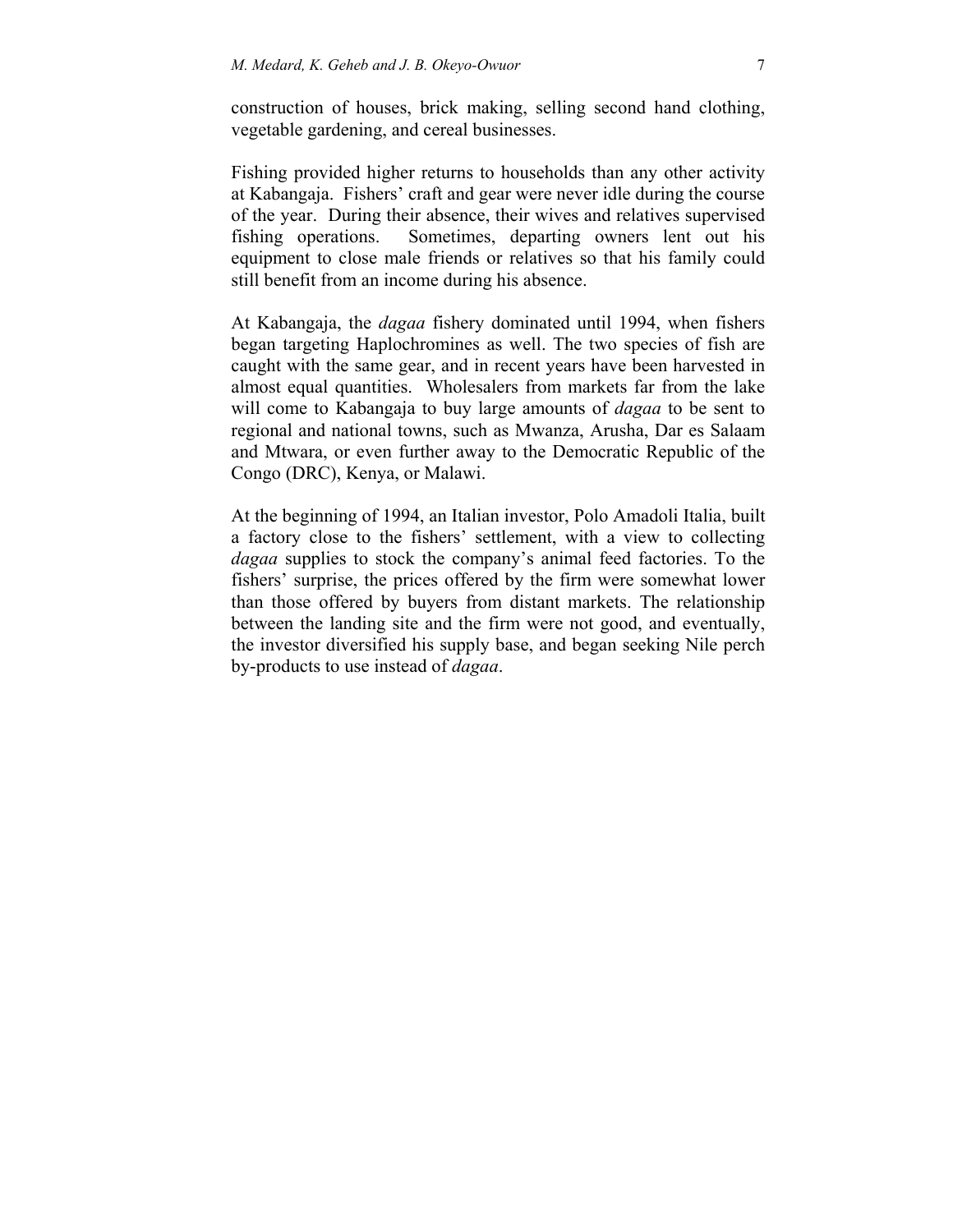construction of houses, brick making, selling second hand clothing, vegetable gardening, and cereal businesses.

Fishing provided higher returns to households than any other activity at Kabangaja. Fishers' craft and gear were never idle during the course of the year. During their absence, their wives and relatives supervised fishing operations. Sometimes, departing owners lent out his equipment to close male friends or relatives so that his family could still benefit from an income during his absence.

At Kabangaja, the *dagaa* fishery dominated until 1994, when fishers began targeting Haplochromines as well. The two species of fish are caught with the same gear, and in recent years have been harvested in almost equal quantities. Wholesalers from markets far from the lake will come to Kabangaja to buy large amounts of *dagaa* to be sent to regional and national towns, such as Mwanza, Arusha, Dar es Salaam and Mtwara, or even further away to the Democratic Republic of the Congo (DRC), Kenya, or Malawi.

At the beginning of 1994, an Italian investor, Polo Amadoli Italia, built a factory close to the fishers' settlement, with a view to collecting *dagaa* supplies to stock the company's animal feed factories. To the fishers' surprise, the prices offered by the firm were somewhat lower than those offered by buyers from distant markets. The relationship between the landing site and the firm were not good, and eventually, the investor diversified his supply base, and began seeking Nile perch by-products to use instead of *dagaa*.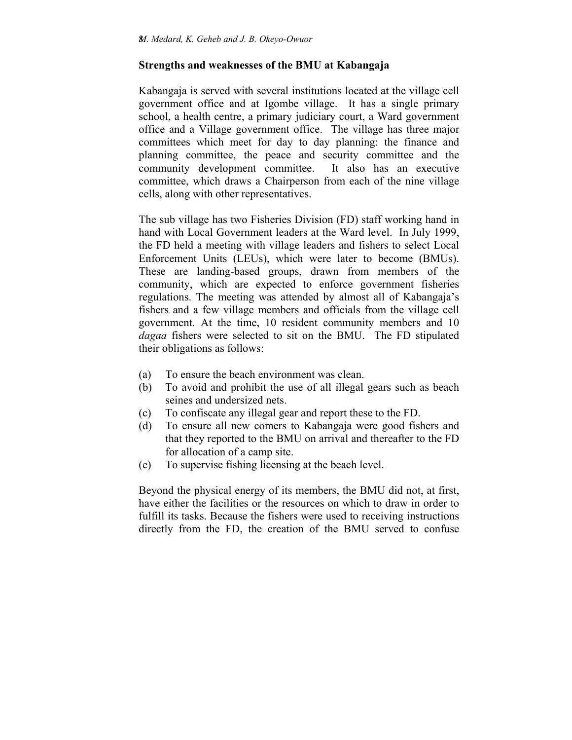## Strengths and weaknesses of the BMU at Kabangaja

Kabangaja is served with several institutions located at the village cell government office and at Igombe village. It has a single primary school, a health centre, a primary judiciary court, a Ward government office and a Village government office. The village has three major committees which meet for day to day planning: the finance and planning committee, the peace and security committee and the community development committee. It also has an executive committee, which draws a Chairperson from each of the nine village cells, along with other representatives.

The sub village has two Fisheries Division (FD) staff working hand in hand with Local Government leaders at the Ward level. In July 1999, the FD held a meeting with village leaders and fishers to select Local Enforcement Units (LEUs), which were later to become (BMUs). These are landing-based groups, drawn from members of the community, which are expected to enforce government fisheries regulations. The meeting was attended by almost all of Kabangaja's fishers and a few village members and officials from the village cell government. At the time, 10 resident community members and 10 *dagaa* fishers were selected to sit on the BMU. The FD stipulated their obligations as follows:

(a) To ensure the beach environment was clean.
(b) To avoid and prohibit the use of all illegal gears such as beach seines and undersized nets.
(c) To confiscate any illegal gear and report these to the FD.
(d) To ensure all new comers to Kabangaja were good fishers and that they reported to the BMU on arrival and thereafter to the FD for allocation of a camp site.
(e) To supervise fishing licensing at the beach level.

Beyond the physical energy of its members, the BMU did not, at first, have either the facilities or the resources on which to draw in order to fulfill its tasks. Because the fishers were used to receiving instructions directly from the FD, the creation of the BMU served to confuse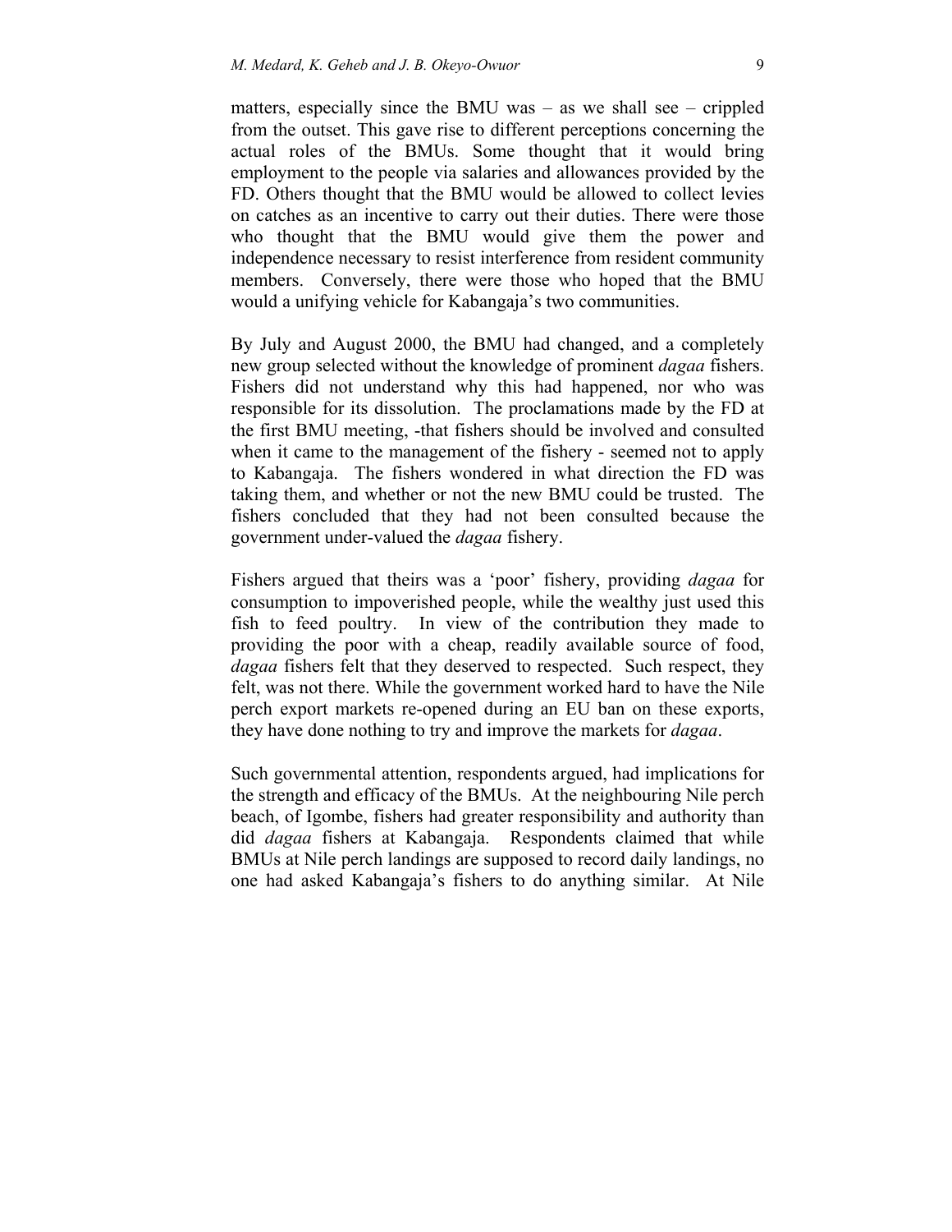matters, especially since the BMU was – as we shall see – crippled from the outset. This gave rise to different perceptions concerning the actual roles of the BMUs. Some thought that it would bring employment to the people via salaries and allowances provided by the FD. Others thought that the BMU would be allowed to collect levies on catches as an incentive to carry out their duties. There were those who thought that the BMU would give them the power and independence necessary to resist interference from resident community members. Conversely, there were those who hoped that the BMU would a unifying vehicle for Kabangaja's two communities.

By July and August 2000, the BMU had changed, and a completely new group selected without the knowledge of prominent *dagaa* fishers. Fishers did not understand why this had happened, nor who was responsible for its dissolution. The proclamations made by the FD at the first BMU meeting, -that fishers should be involved and consulted when it came to the management of the fishery - seemed not to apply to Kabangaja. The fishers wondered in what direction the FD was taking them, and whether or not the new BMU could be trusted. The fishers concluded that they had not been consulted because the government under-valued the *dagaa* fishery.

Fishers argued that theirs was a 'poor' fishery, providing *dagaa* for consumption to impoverished people, while the wealthy just used this fish to feed poultry. In view of the contribution they made to providing the poor with a cheap, readily available source of food, *dagaa* fishers felt that they deserved to respected. Such respect, they felt, was not there. While the government worked hard to have the Nile perch export markets re-opened during an EU ban on these exports, they have done nothing to try and improve the markets for *dagaa*.

Such governmental attention, respondents argued, had implications for the strength and efficacy of the BMUs. At the neighbouring Nile perch beach, of Igombe, fishers had greater responsibility and authority than did *dagaa* fishers at Kabangaja. Respondents claimed that while BMUs at Nile perch landings are supposed to record daily landings, no one had asked Kabangaja's fishers to do anything similar. At Nile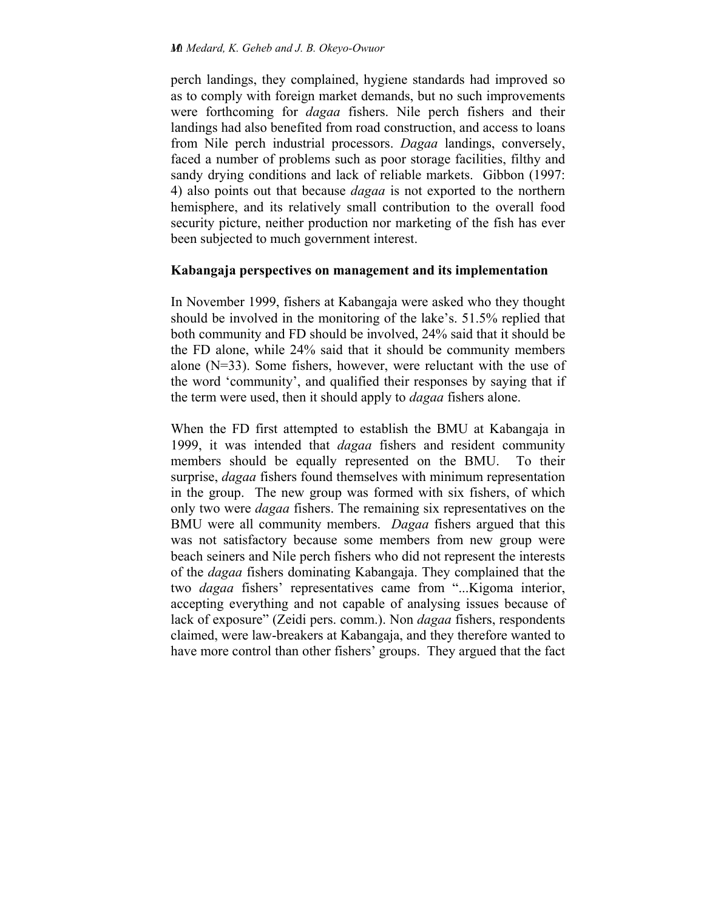perch landings, they complained, hygiene standards had improved so as to comply with foreign market demands, but no such improvements were forthcoming for *dagaa* fishers. Nile perch fishers and their landings had also benefited from road construction, and access to loans from Nile perch industrial processors. *Dagaa* landings, conversely, faced a number of problems such as poor storage facilities, filthy and sandy drying conditions and lack of reliable markets. Gibbon (1997: 4) also points out that because *dagaa* is not exported to the northern hemisphere, and its relatively small contribution to the overall food security picture, neither production nor marketing of the fish has ever been subjected to much government interest.

## Kabangaja perspectives on management and its implementation

In November 1999, fishers at Kabangaja were asked who they thought should be involved in the monitoring of the lake's. 51.5% replied that both community and FD should be involved, 24% said that it should be the FD alone, while 24% said that it should be community members alone (N=33). Some fishers, however, were reluctant with the use of the word 'community', and qualified their responses by saying that if the term were used, then it should apply to *dagaa* fishers alone.

When the FD first attempted to establish the BMU at Kabangaja in 1999, it was intended that *dagaa* fishers and resident community members should be equally represented on the BMU. To their surprise, *dagaa* fishers found themselves with minimum representation in the group. The new group was formed with six fishers, of which only two were *dagaa* fishers. The remaining six representatives on the BMU were all community members. *Dagaa* fishers argued that this was not satisfactory because some members from new group were beach seiners and Nile perch fishers who did not represent the interests of the *dagaa* fishers dominating Kabangaja. They complained that the two *dagaa* fishers' representatives came from "...Kigoma interior, accepting everything and not capable of analysing issues because of lack of exposure" (Zeidi pers. comm.). Non *dagaa* fishers, respondents claimed, were law-breakers at Kabangaja, and they therefore wanted to have more control than other fishers' groups. They argued that the fact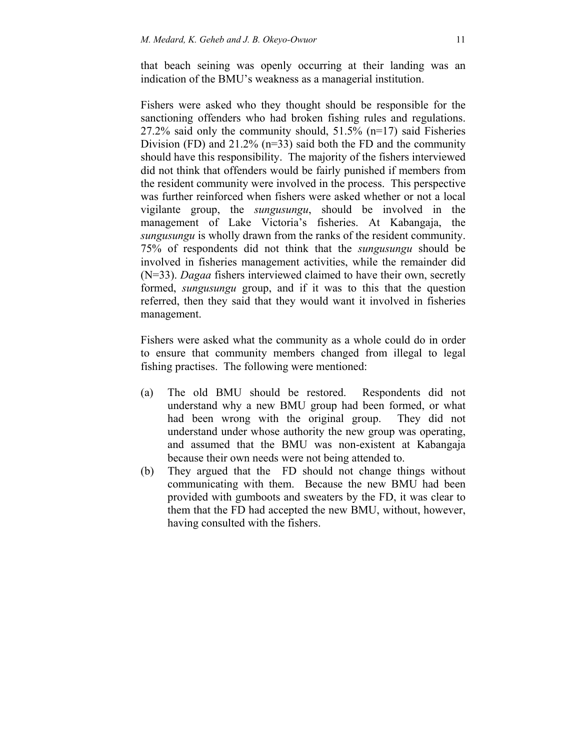that beach seining was openly occurring at their landing was an indication of the BMU's weakness as a managerial institution.

Fishers were asked who they thought should be responsible for the sanctioning offenders who had broken fishing rules and regulations. 27.2% said only the community should, 51.5% (n=17) said Fisheries Division (FD) and 21.2% (n=33) said both the FD and the community should have this responsibility. The majority of the fishers interviewed did not think that offenders would be fairly punished if members from the resident community were involved in the process. This perspective was further reinforced when fishers were asked whether or not a local vigilante group, the *sungusungu*, should be involved in the management of Lake Victoria's fisheries. At Kabangaja, the *sungusungu* is wholly drawn from the ranks of the resident community. 75% of respondents did not think that the *sungusungu* should be involved in fisheries management activities, while the remainder did (N=33). *Dagaa* fishers interviewed claimed to have their own, secretly formed, *sungusungu* group, and if it was to this that the question referred, then they said that they would want it involved in fisheries management.

Fishers were asked what the community as a whole could do in order to ensure that community members changed from illegal to legal fishing practises. The following were mentioned:

(a) The old BMU should be restored. Respondents did not understand why a new BMU group had been formed, or what had been wrong with the original group. They did not understand under whose authority the new group was operating, and assumed that the BMU was non-existent at Kabangaja because their own needs were not being attended to.

(b) They argued that the FD should not change things without communicating with them. Because the new BMU had been provided with gumboots and sweaters by the FD, it was clear to them that the FD had accepted the new BMU, without, however, having consulted with the fishers.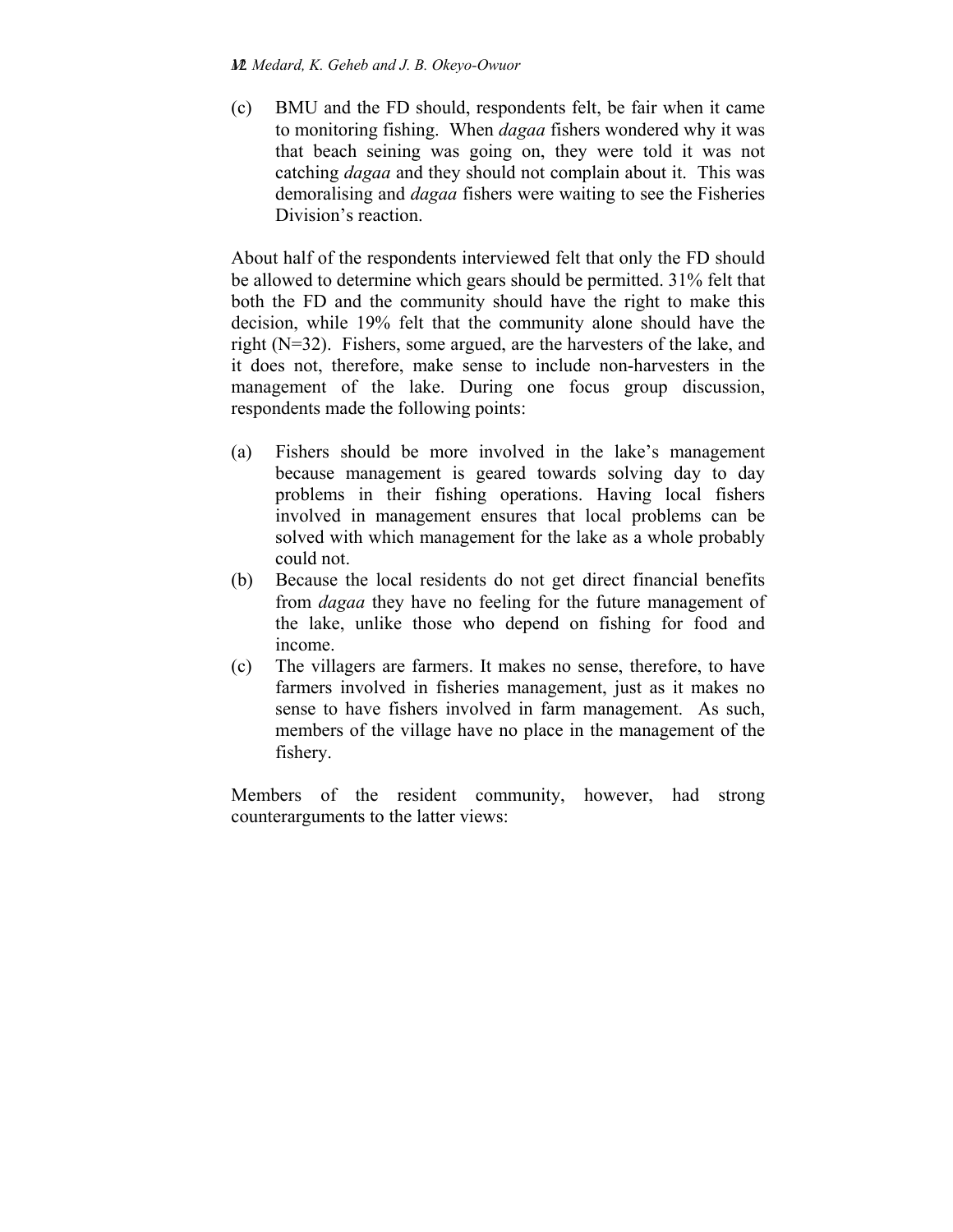(c) BMU and the FD should, respondents felt, be fair when it came to monitoring fishing. When *dagaa* fishers wondered why it was that beach seining was going on, they were told it was not catching *dagaa* and they should not complain about it. This was demoralising and *dagaa* fishers were waiting to see the Fisheries Division's reaction.

About half of the respondents interviewed felt that only the FD should be allowed to determine which gears should be permitted. 31% felt that both the FD and the community should have the right to make this decision, while 19% felt that the community alone should have the right (N=32). Fishers, some argued, are the harvesters of the lake, and it does not, therefore, make sense to include non-harvesters in the management of the lake. During one focus group discussion, respondents made the following points:

(a) Fishers should be more involved in the lake's management because management is geared towards solving day to day problems in their fishing operations. Having local fishers involved in management ensures that local problems can be solved with which management for the lake as a whole probably could not.

(b) Because the local residents do not get direct financial benefits from *dagaa* they have no feeling for the future management of the lake, unlike those who depend on fishing for food and income.

(c) The villagers are farmers. It makes no sense, therefore, to have farmers involved in fisheries management, just as it makes no sense to have fishers involved in farm management. As such, members of the village have no place in the management of the fishery.

Members of the resident community, however, had strong counterarguments to the latter views: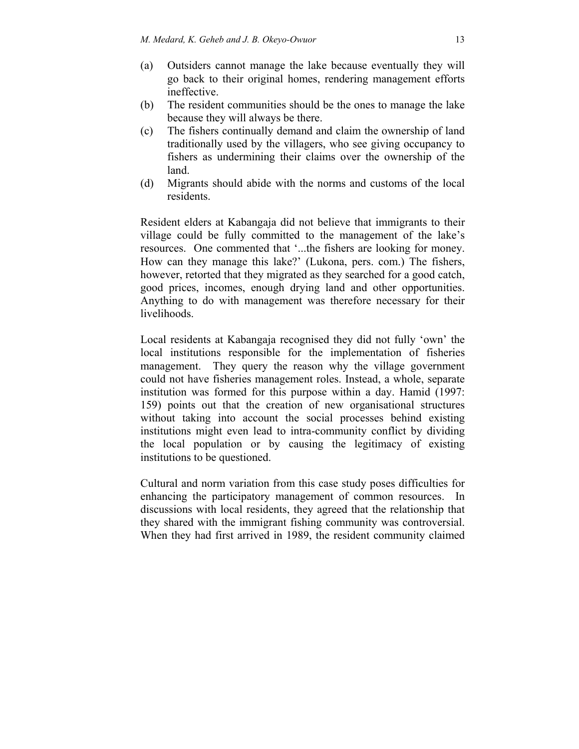(a) Outsiders cannot manage the lake because eventually they will go back to their original homes, rendering management efforts ineffective.
(b) The resident communities should be the ones to manage the lake because they will always be there.
(c) The fishers continually demand and claim the ownership of land traditionally used by the villagers, who see giving occupancy to fishers as undermining their claims over the ownership of the land.
(d) Migrants should abide with the norms and customs of the local residents.

Resident elders at Kabangaja did not believe that immigrants to their village could be fully committed to the management of the lake's resources. One commented that '...the fishers are looking for money. How can they manage this lake?' (Lukona, pers. com.) The fishers, however, retorted that they migrated as they searched for a good catch, good prices, incomes, enough drying land and other opportunities. Anything to do with management was therefore necessary for their livelihoods.

Local residents at Kabangaja recognised they did not fully 'own' the local institutions responsible for the implementation of fisheries management. They query the reason why the village government could not have fisheries management roles. Instead, a whole, separate institution was formed for this purpose within a day. Hamid (1997: 159) points out that the creation of new organisational structures without taking into account the social processes behind existing institutions might even lead to intra-community conflict by dividing the local population or by causing the legitimacy of existing institutions to be questioned.

Cultural and norm variation from this case study poses difficulties for enhancing the participatory management of common resources. In discussions with local residents, they agreed that the relationship that they shared with the immigrant fishing community was controversial. When they had first arrived in 1989, the resident community claimed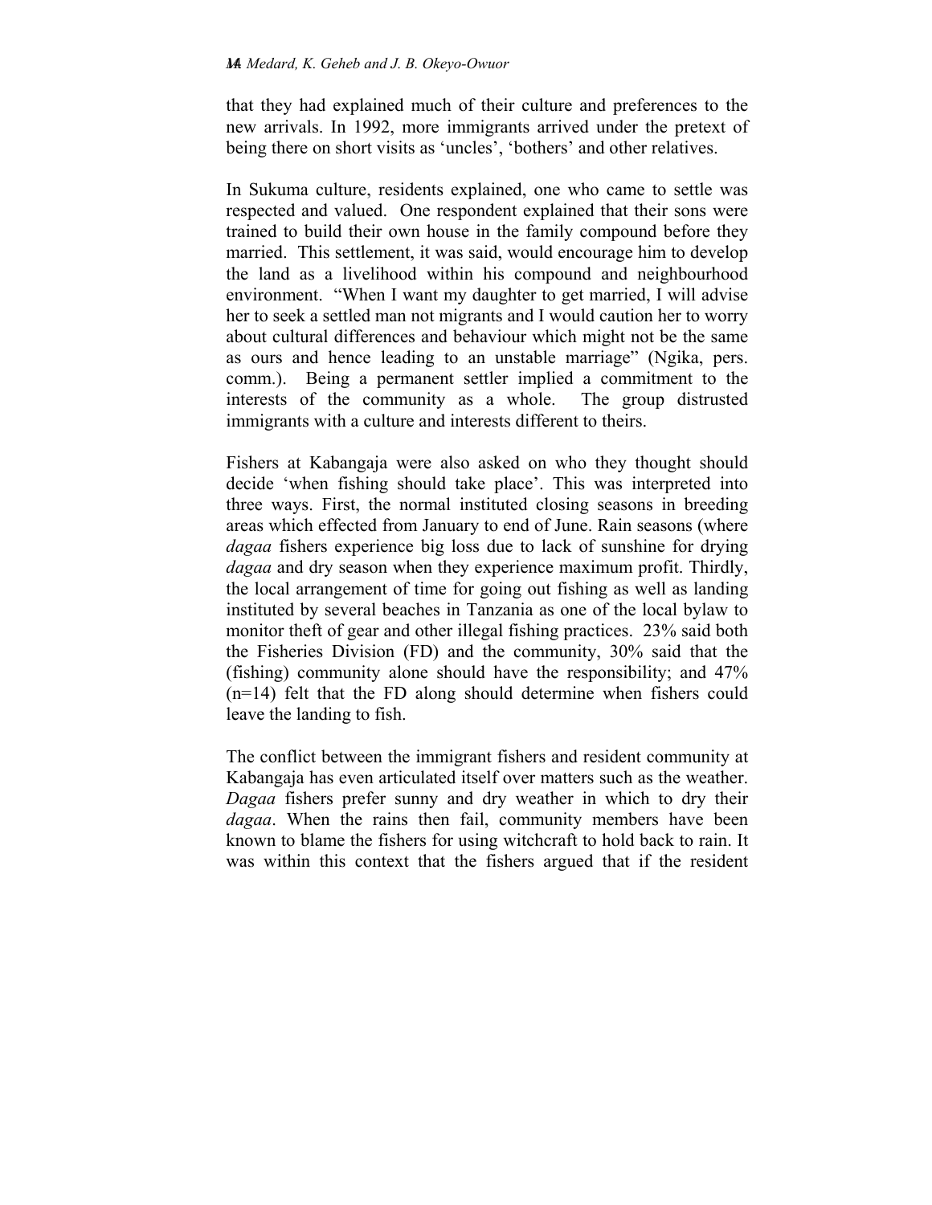that they had explained much of their culture and preferences to the new arrivals. In 1992, more immigrants arrived under the pretext of being there on short visits as 'uncles', 'bothers' and other relatives.

In Sukuma culture, residents explained, one who came to settle was respected and valued. One respondent explained that their sons were trained to build their own house in the family compound before they married. This settlement, it was said, would encourage him to develop the land as a livelihood within his compound and neighbourhood environment. "When I want my daughter to get married, I will advise her to seek a settled man not migrants and I would caution her to worry about cultural differences and behaviour which might not be the same as ours and hence leading to an unstable marriage" (Ngika, pers. comm.). Being a permanent settler implied a commitment to the interests of the community as a whole. The group distrusted immigrants with a culture and interests different to theirs.

Fishers at Kabangaja were also asked on who they thought should decide 'when fishing should take place'. This was interpreted into three ways. First, the normal instituted closing seasons in breeding areas which effected from January to end of June. Rain seasons (where *dagaa* fishers experience big loss due to lack of sunshine for drying *dagaa* and dry season when they experience maximum profit. Thirdly, the local arrangement of time for going out fishing as well as landing instituted by several beaches in Tanzania as one of the local bylaw to monitor theft of gear and other illegal fishing practices. 23% said both the Fisheries Division (FD) and the community, 30% said that the (fishing) community alone should have the responsibility; and 47% (n=14) felt that the FD along should determine when fishers could leave the landing to fish.

The conflict between the immigrant fishers and resident community at Kabangaja has even articulated itself over matters such as the weather. *Dagaa* fishers prefer sunny and dry weather in which to dry their *dagaa*. When the rains then fail, community members have been known to blame the fishers for using witchcraft to hold back to rain. It was within this context that the fishers argued that if the resident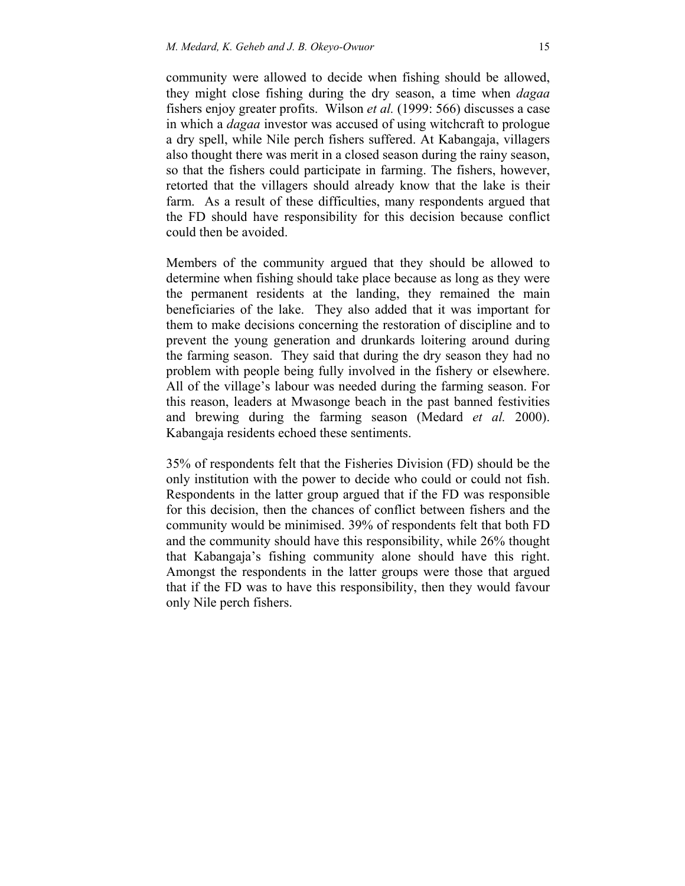community were allowed to decide when fishing should be allowed, they might close fishing during the dry season, a time when *dagaa* fishers enjoy greater profits. Wilson *et al.* (1999: 566) discusses a case in which a *dagaa* investor was accused of using witchcraft to prologue a dry spell, while Nile perch fishers suffered. At Kabangaja, villagers also thought there was merit in a closed season during the rainy season, so that the fishers could participate in farming. The fishers, however, retorted that the villagers should already know that the lake is their farm. As a result of these difficulties, many respondents argued that the FD should have responsibility for this decision because conflict could then be avoided.

Members of the community argued that they should be allowed to determine when fishing should take place because as long as they were the permanent residents at the landing, they remained the main beneficiaries of the lake. They also added that it was important for them to make decisions concerning the restoration of discipline and to prevent the young generation and drunkards loitering around during the farming season. They said that during the dry season they had no problem with people being fully involved in the fishery or elsewhere. All of the village's labour was needed during the farming season. For this reason, leaders at Mwasonge beach in the past banned festivities and brewing during the farming season (Medard *et al.* 2000). Kabangaja residents echoed these sentiments.

35% of respondents felt that the Fisheries Division (FD) should be the only institution with the power to decide who could or could not fish. Respondents in the latter group argued that if the FD was responsible for this decision, then the chances of conflict between fishers and the community would be minimised. 39% of respondents felt that both FD and the community should have this responsibility, while 26% thought that Kabangaja's fishing community alone should have this right. Amongst the respondents in the latter groups were those that argued that if the FD was to have this responsibility, then they would favour only Nile perch fishers.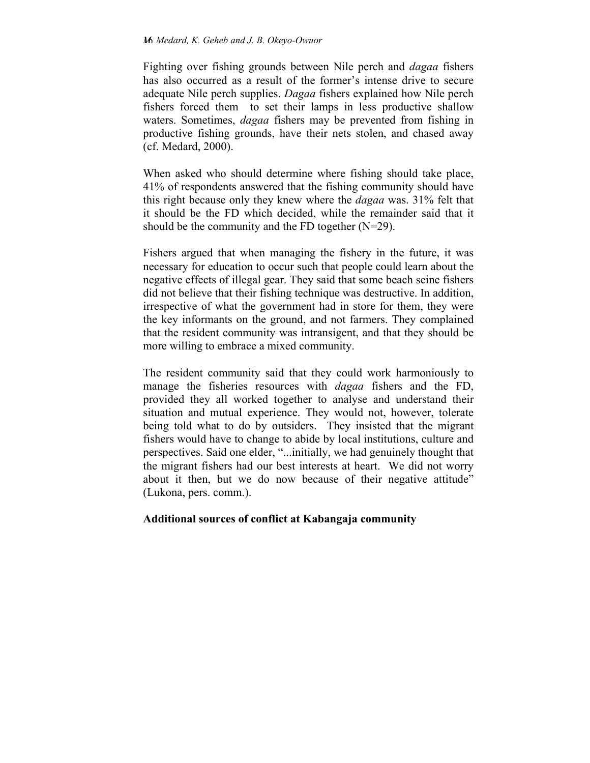Fighting over fishing grounds between Nile perch and *dagaa* fishers has also occurred as a result of the former's intense drive to secure adequate Nile perch supplies. *Dagaa* fishers explained how Nile perch fishers forced them to set their lamps in less productive shallow waters. Sometimes, *dagaa* fishers may be prevented from fishing in productive fishing grounds, have their nets stolen, and chased away (cf. Medard, 2000).

When asked who should determine where fishing should take place, 41% of respondents answered that the fishing community should have this right because only they knew where the *dagaa* was. 31% felt that it should be the FD which decided, while the remainder said that it should be the community and the FD together (N=29).

Fishers argued that when managing the fishery in the future, it was necessary for education to occur such that people could learn about the negative effects of illegal gear. They said that some beach seine fishers did not believe that their fishing technique was destructive. In addition, irrespective of what the government had in store for them, they were the key informants on the ground, and not farmers. They complained that the resident community was intransigent, and that they should be more willing to embrace a mixed community.

The resident community said that they could work harmoniously to manage the fisheries resources with *dagaa* fishers and the FD, provided they all worked together to analyse and understand their situation and mutual experience. They would not, however, tolerate being told what to do by outsiders. They insisted that the migrant fishers would have to change to abide by local institutions, culture and perspectives. Said one elder, "...initially, we had genuinely thought that the migrant fishers had our best interests at heart. We did not worry about it then, but we do now because of their negative attitude" (Lukona, pers. comm.).

**Additional sources of conflict at Kabangaja community**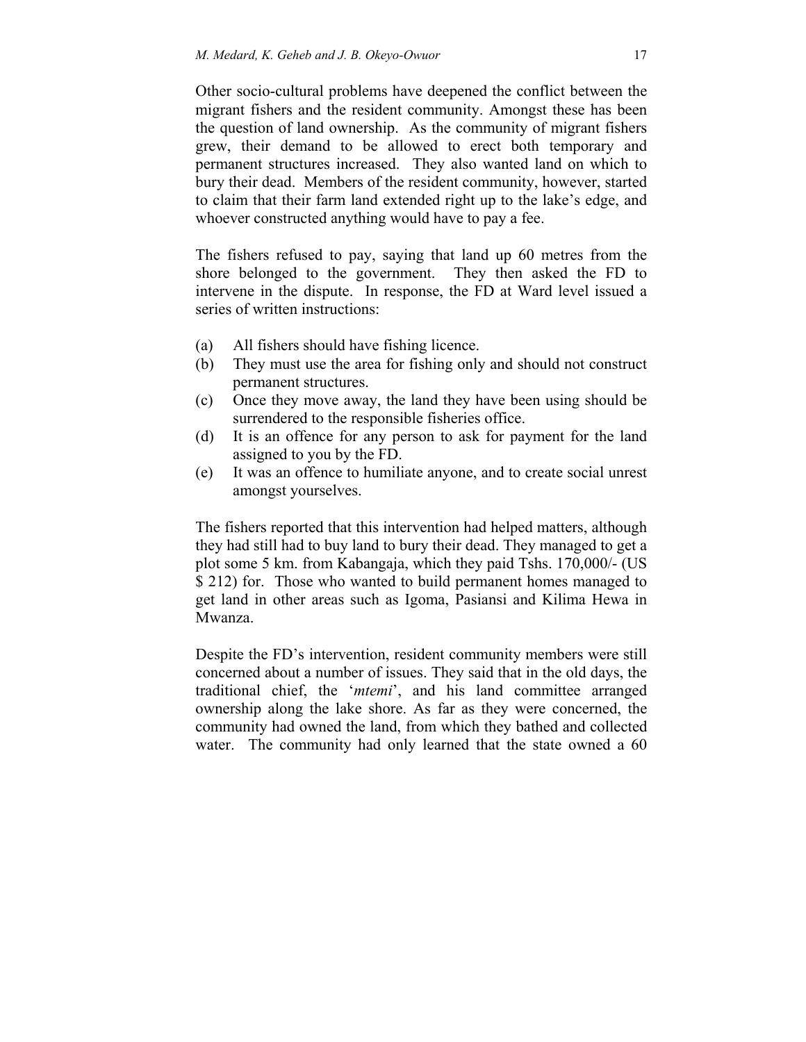Other socio-cultural problems have deepened the conflict between the migrant fishers and the resident community. Amongst these has been the question of land ownership. As the community of migrant fishers grew, their demand to be allowed to erect both temporary and permanent structures increased. They also wanted land on which to bury their dead. Members of the resident community, however, started to claim that their farm land extended right up to the lake's edge, and whoever constructed anything would have to pay a fee.

The fishers refused to pay, saying that land up 60 metres from the shore belonged to the government. They then asked the FD to intervene in the dispute. In response, the FD at Ward level issued a series of written instructions:

(a) All fishers should have fishing licence.
(b) They must use the area for fishing only and should not construct permanent structures.
(c) Once they move away, the land they have been using should be surrendered to the responsible fisheries office.
(d) It is an offence for any person to ask for payment for the land assigned to you by the FD.
(e) It was an offence to humiliate anyone, and to create social unrest amongst yourselves.

The fishers reported that this intervention had helped matters, although they had still had to buy land to bury their dead. They managed to get a plot some 5 km. from Kabangaja, which they paid Tshs. 170,000/- (US $ 212) for. Those who wanted to build permanent homes managed to get land in other areas such as Igoma, Pasiansi and Kilima Hewa in Mwanza.

Despite the FD's intervention, resident community members were still concerned about a number of issues. They said that in the old days, the traditional chief, the '*mtemi*', and his land committee arranged ownership along the lake shore. As far as they were concerned, the community had owned the land, from which they bathed and collected water. The community had only learned that the state owned a 60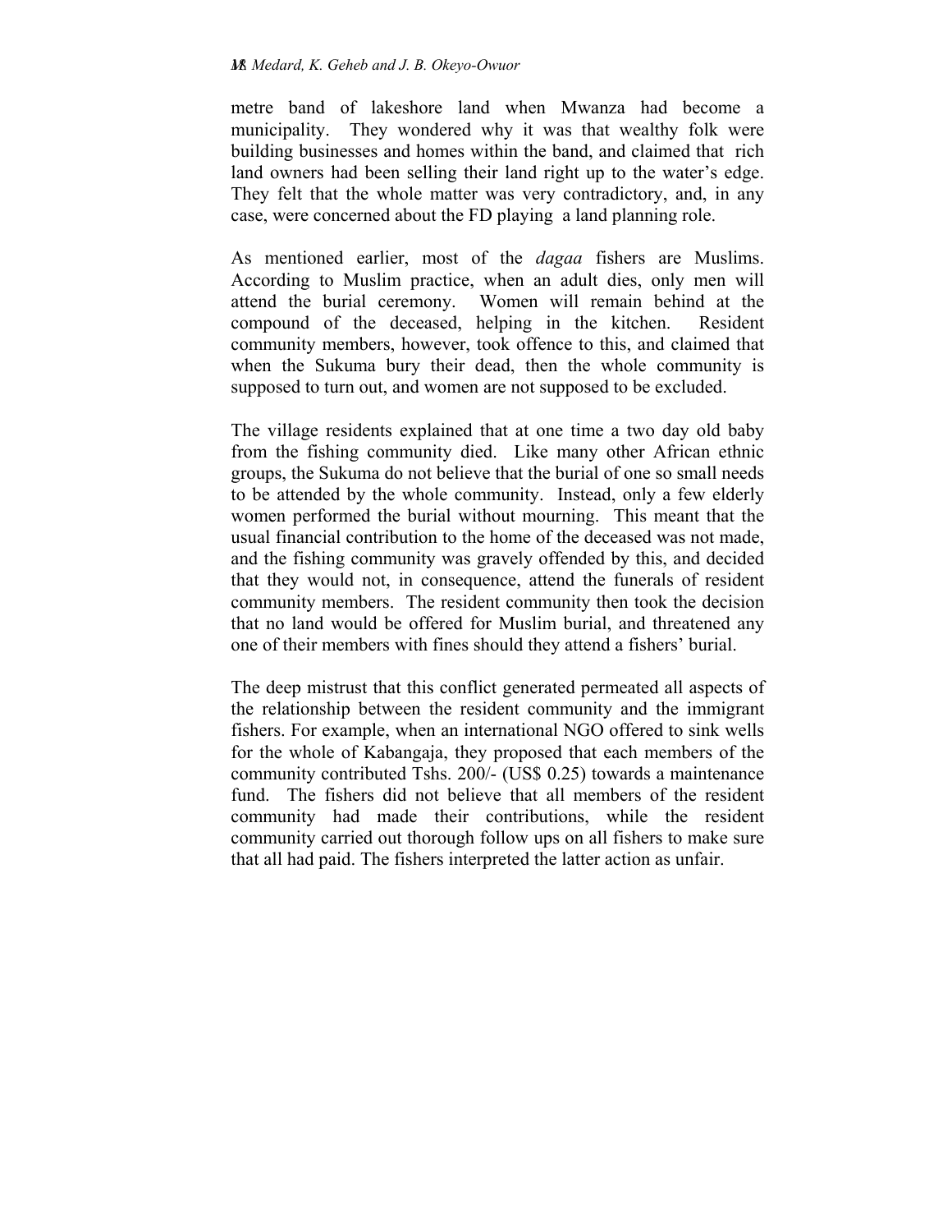metre band of lakeshore land when Mwanza had become a municipality. They wondered why it was that wealthy folk were building businesses and homes within the band, and claimed that rich land owners had been selling their land right up to the water's edge. They felt that the whole matter was very contradictory, and, in any case, were concerned about the FD playing a land planning role.

As mentioned earlier, most of the *dagaa* fishers are Muslims. According to Muslim practice, when an adult dies, only men will attend the burial ceremony. Women will remain behind at the compound of the deceased, helping in the kitchen. Resident community members, however, took offence to this, and claimed that when the Sukuma bury their dead, then the whole community is supposed to turn out, and women are not supposed to be excluded.

The village residents explained that at one time a two day old baby from the fishing community died. Like many other African ethnic groups, the Sukuma do not believe that the burial of one so small needs to be attended by the whole community. Instead, only a few elderly women performed the burial without mourning. This meant that the usual financial contribution to the home of the deceased was not made, and the fishing community was gravely offended by this, and decided that they would not, in consequence, attend the funerals of resident community members. The resident community then took the decision that no land would be offered for Muslim burial, and threatened any one of their members with fines should they attend a fishers' burial.

The deep mistrust that this conflict generated permeated all aspects of the relationship between the resident community and the immigrant fishers. For example, when an international NGO offered to sink wells for the whole of Kabangaja, they proposed that each members of the community contributed Tshs. 200/- (US$ 0.25) towards a maintenance fund. The fishers did not believe that all members of the resident community had made their contributions, while the resident community carried out thorough follow ups on all fishers to make sure that all had paid. The fishers interpreted the latter action as unfair.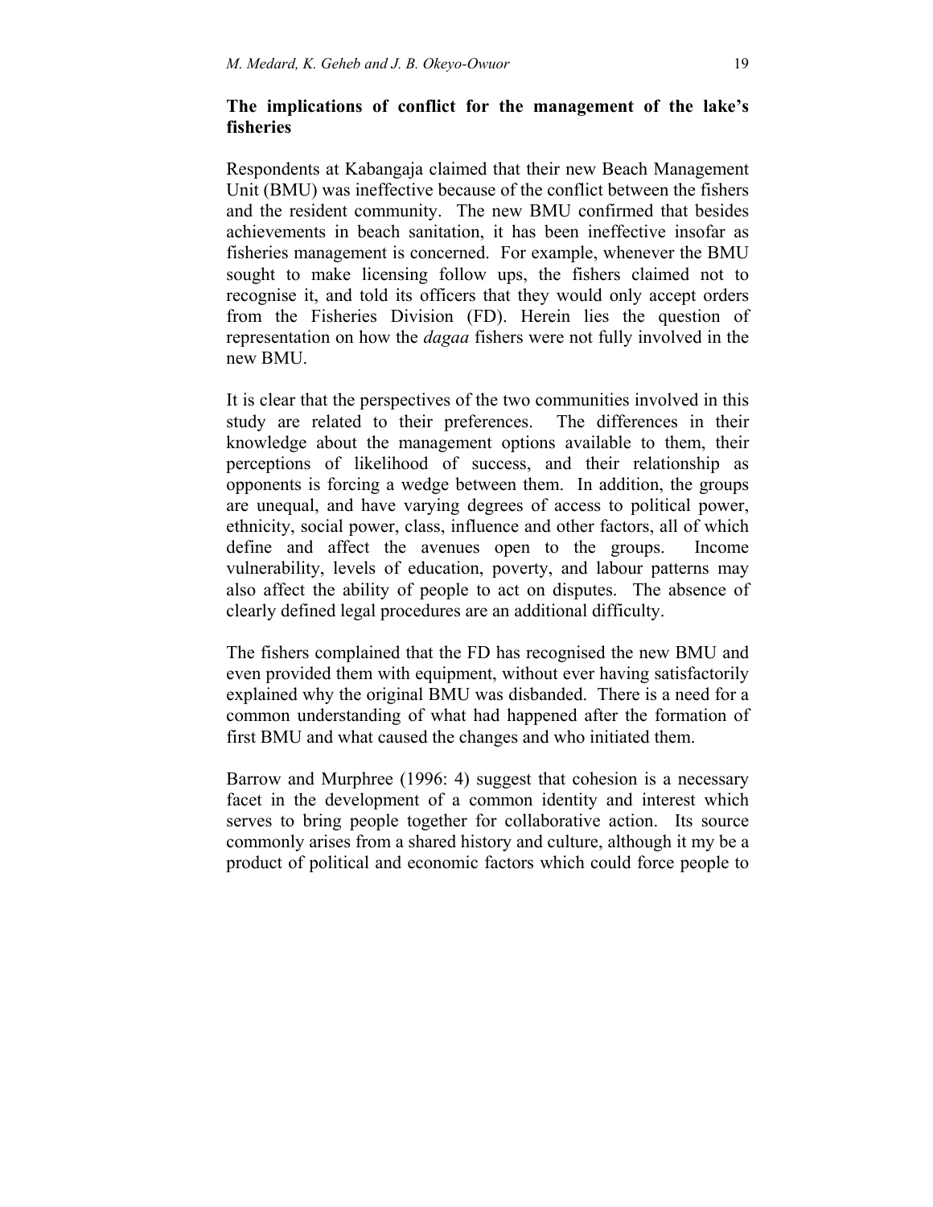### The implications of conflict for the management of the lake's fisheries

Respondents at Kabangaja claimed that their new Beach Management Unit (BMU) was ineffective because of the conflict between the fishers and the resident community. The new BMU confirmed that besides achievements in beach sanitation, it has been ineffective insofar as fisheries management is concerned. For example, whenever the BMU sought to make licensing follow ups, the fishers claimed not to recognise it, and told its officers that they would only accept orders from the Fisheries Division (FD). Herein lies the question of representation on how the *dagaa* fishers were not fully involved in the new BMU.

It is clear that the perspectives of the two communities involved in this study are related to their preferences. The differences in their knowledge about the management options available to them, their perceptions of likelihood of success, and their relationship as opponents is forcing a wedge between them. In addition, the groups are unequal, and have varying degrees of access to political power, ethnicity, social power, class, influence and other factors, all of which define and affect the avenues open to the groups. Income vulnerability, levels of education, poverty, and labour patterns may also affect the ability of people to act on disputes. The absence of clearly defined legal procedures are an additional difficulty.

The fishers complained that the FD has recognised the new BMU and even provided them with equipment, without ever having satisfactorily explained why the original BMU was disbanded. There is a need for a common understanding of what had happened after the formation of first BMU and what caused the changes and who initiated them.

Barrow and Murphree (1996: 4) suggest that cohesion is a necessary facet in the development of a common identity and interest which serves to bring people together for collaborative action. Its source commonly arises from a shared history and culture, although it my be a product of political and economic factors which could force people to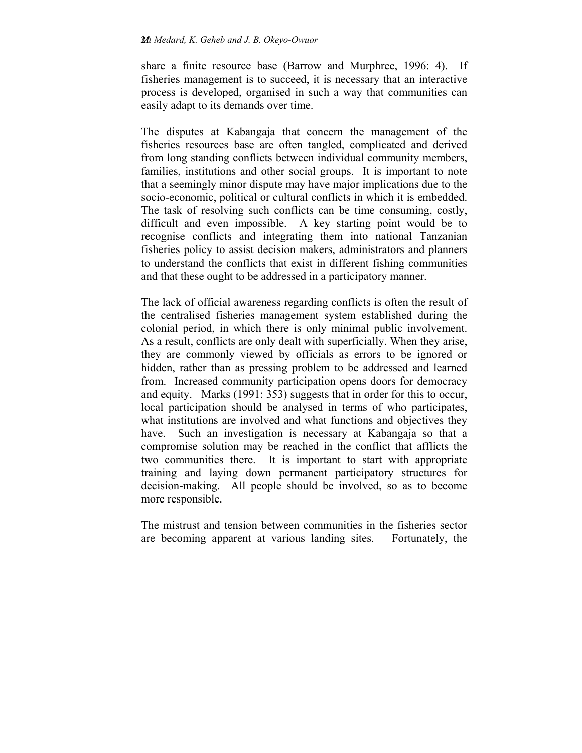share a finite resource base (Barrow and Murphree, 1996: 4). If fisheries management is to succeed, it is necessary that an interactive process is developed, organised in such a way that communities can easily adapt to its demands over time.

The disputes at Kabangaja that concern the management of the fisheries resources base are often tangled, complicated and derived from long standing conflicts between individual community members, families, institutions and other social groups. It is important to note that a seemingly minor dispute may have major implications due to the socio-economic, political or cultural conflicts in which it is embedded. The task of resolving such conflicts can be time consuming, costly, difficult and even impossible. A key starting point would be to recognise conflicts and integrating them into national Tanzanian fisheries policy to assist decision makers, administrators and planners to understand the conflicts that exist in different fishing communities and that these ought to be addressed in a participatory manner.

The lack of official awareness regarding conflicts is often the result of the centralised fisheries management system established during the colonial period, in which there is only minimal public involvement. As a result, conflicts are only dealt with superficially. When they arise, they are commonly viewed by officials as errors to be ignored or hidden, rather than as pressing problem to be addressed and learned from. Increased community participation opens doors for democracy and equity. Marks (1991: 353) suggests that in order for this to occur, local participation should be analysed in terms of who participates, what institutions are involved and what functions and objectives they have. Such an investigation is necessary at Kabangaja so that a compromise solution may be reached in the conflict that afflicts the two communities there. It is important to start with appropriate training and laying down permanent participatory structures for decision-making. All people should be involved, so as to become more responsible.

The mistrust and tension between communities in the fisheries sector are becoming apparent at various landing sites. Fortunately, the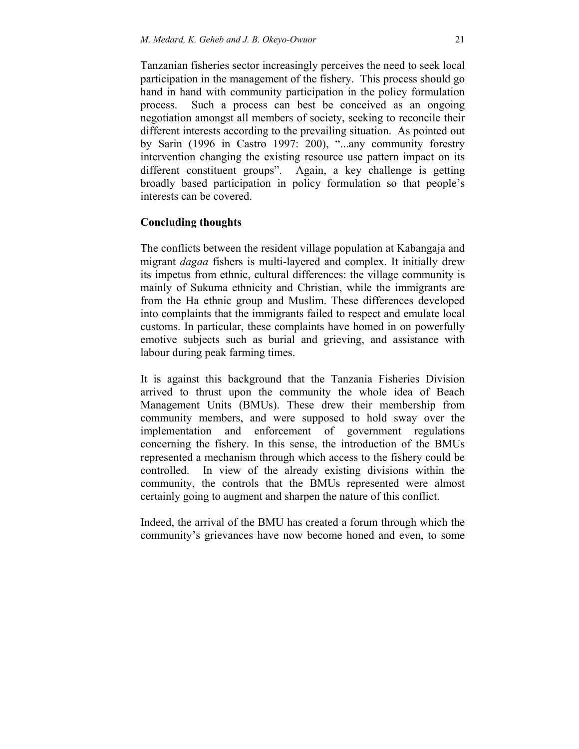Tanzanian fisheries sector increasingly perceives the need to seek local participation in the management of the fishery. This process should go hand in hand with community participation in the policy formulation process. Such a process can best be conceived as an ongoing negotiation amongst all members of society, seeking to reconcile their different interests according to the prevailing situation. As pointed out by Sarin (1996 in Castro 1997: 200), "...any community forestry intervention changing the existing resource use pattern impact on its different constituent groups". Again, a key challenge is getting broadly based participation in policy formulation so that people's interests can be covered.

## Concluding thoughts

The conflicts between the resident village population at Kabangaja and migrant *dagaa* fishers is multi-layered and complex. It initially drew its impetus from ethnic, cultural differences: the village community is mainly of Sukuma ethnicity and Christian, while the immigrants are from the Ha ethnic group and Muslim. These differences developed into complaints that the immigrants failed to respect and emulate local customs. In particular, these complaints have homed in on powerfully emotive subjects such as burial and grieving, and assistance with labour during peak farming times.

It is against this background that the Tanzania Fisheries Division arrived to thrust upon the community the whole idea of Beach Management Units (BMUs). These drew their membership from community members, and were supposed to hold sway over the implementation and enforcement of government regulations concerning the fishery. In this sense, the introduction of the BMUs represented a mechanism through which access to the fishery could be controlled. In view of the already existing divisions within the community, the controls that the BMUs represented were almost certainly going to augment and sharpen the nature of this conflict.

Indeed, the arrival of the BMU has created a forum through which the community's grievances have now become honed and even, to some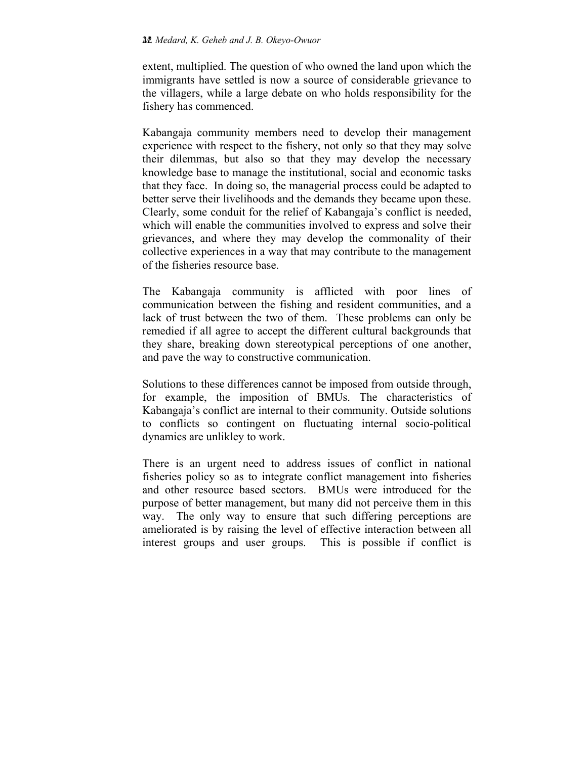extent, multiplied. The question of who owned the land upon which the immigrants have settled is now a source of considerable grievance to the villagers, while a large debate on who holds responsibility for the fishery has commenced.

Kabangaja community members need to develop their management experience with respect to the fishery, not only so that they may solve their dilemmas, but also so that they may develop the necessary knowledge base to manage the institutional, social and economic tasks that they face. In doing so, the managerial process could be adapted to better serve their livelihoods and the demands they became upon these. Clearly, some conduit for the relief of Kabangaja's conflict is needed, which will enable the communities involved to express and solve their grievances, and where they may develop the commonality of their collective experiences in a way that may contribute to the management of the fisheries resource base.

The Kabangaja community is afflicted with poor lines of communication between the fishing and resident communities, and a lack of trust between the two of them. These problems can only be remedied if all agree to accept the different cultural backgrounds that they share, breaking down stereotypical perceptions of one another, and pave the way to constructive communication.

Solutions to these differences cannot be imposed from outside through, for example, the imposition of BMUs. The characteristics of Kabangaja's conflict are internal to their community. Outside solutions to conflicts so contingent on fluctuating internal socio-political dynamics are unlikley to work.

There is an urgent need to address issues of conflict in national fisheries policy so as to integrate conflict management into fisheries and other resource based sectors. BMUs were introduced for the purpose of better management, but many did not perceive them in this way. The only way to ensure that such differing perceptions are ameliorated is by raising the level of effective interaction between all interest groups and user groups. This is possible if conflict is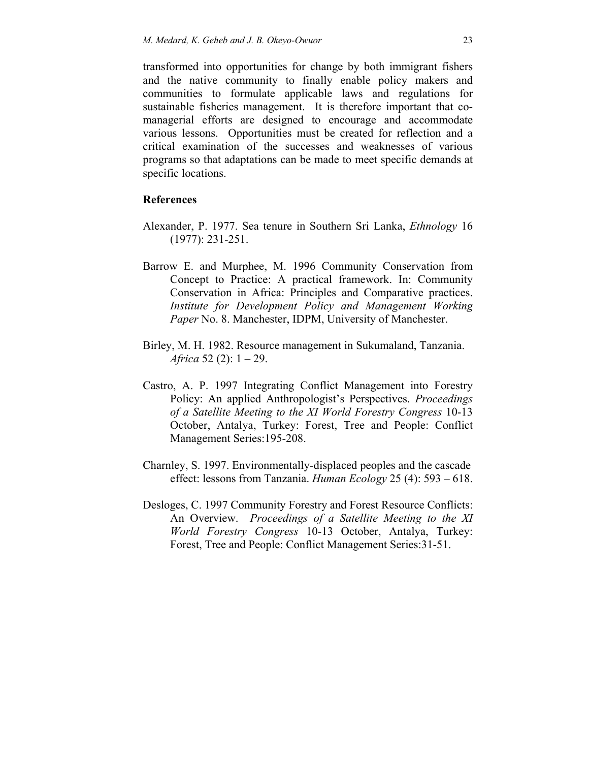transformed into opportunities for change by both immigrant fishers and the native community to finally enable policy makers and communities to formulate applicable laws and regulations for sustainable fisheries management. It is therefore important that co-managerial efforts are designed to encourage and accommodate various lessons. Opportunities must be created for reflection and a critical examination of the successes and weaknesses of various programs so that adaptations can be made to meet specific demands at specific locations.

## References

Alexander, P. 1977. Sea tenure in Southern Sri Lanka, *Ethnology* 16 (1977): 231-251.

Barrow E. and Murphee, M. 1996 Community Conservation from Concept to Practice: A practical framework. In: Community Conservation in Africa: Principles and Comparative practices. *Institute for Development Policy and Management Working Paper* No. 8. Manchester, IDPM, University of Manchester.

Birley, M. H. 1982. Resource management in Sukumaland, Tanzania. *Africa* 52 (2): 1 – 29.

Castro, A. P. 1997 Integrating Conflict Management into Forestry Policy: An applied Anthropologist's Perspectives. *Proceedings of a Satellite Meeting to the XI World Forestry Congress* 10-13 October, Antalya, Turkey: Forest, Tree and People: Conflict Management Series:195-208.

Charnley, S. 1997. Environmentally-displaced peoples and the cascade effect: lessons from Tanzania. *Human Ecology* 25 (4): 593 – 618.

Desloges, C. 1997 Community Forestry and Forest Resource Conflicts: An Overview. *Proceedings of a Satellite Meeting to the XI World Forestry Congress* 10-13 October, Antalya, Turkey: Forest, Tree and People: Conflict Management Series:31-51.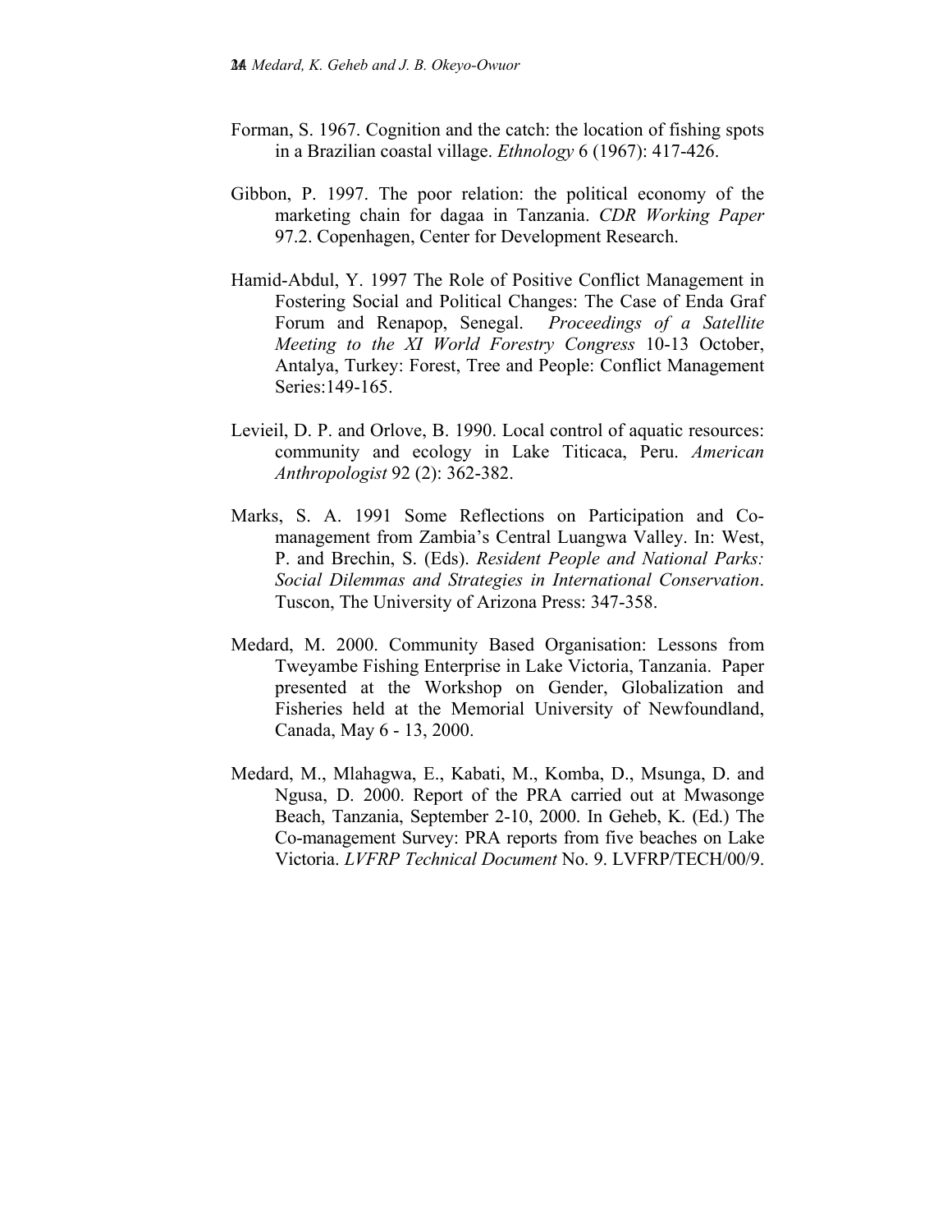Forman, S. 1967. Cognition and the catch: the location of fishing spots in a Brazilian coastal village. *Ethnology* 6 (1967): 417-426.

Gibbon, P. 1997. The poor relation: the political economy of the marketing chain for dagaa in Tanzania. *CDR Working Paper* 97.2. Copenhagen, Center for Development Research.

Hamid-Abdul, Y. 1997 The Role of Positive Conflict Management in Fostering Social and Political Changes: The Case of Enda Graf Forum and Renapop, Senegal. *Proceedings of a Satellite Meeting to the XI World Forestry Congress* 10-13 October, Antalya, Turkey: Forest, Tree and People: Conflict Management Series:149-165.

Levieil, D. P. and Orlove, B. 1990. Local control of aquatic resources: community and ecology in Lake Titicaca, Peru. *American Anthropologist* 92 (2): 362-382.

Marks, S. A. 1991 Some Reflections on Participation and Co-management from Zambia's Central Luangwa Valley. In: West, P. and Brechin, S. (Eds). *Resident People and National Parks: Social Dilemmas and Strategies in International Conservation*. Tuscon, The University of Arizona Press: 347-358.

Medard, M. 2000. Community Based Organisation: Lessons from Tweyambe Fishing Enterprise in Lake Victoria, Tanzania. Paper presented at the Workshop on Gender, Globalization and Fisheries held at the Memorial University of Newfoundland, Canada, May 6 - 13, 2000.

Medard, M., Mlahagwa, E., Kabati, M., Komba, D., Msunga, D. and Ngusa, D. 2000. Report of the PRA carried out at Mwasonge Beach, Tanzania, September 2-10, 2000. In Geheb, K. (Ed.) The Co-management Survey: PRA reports from five beaches on Lake Victoria. *LVFRP Technical Document* No. 9. LVFRP/TECH/00/9.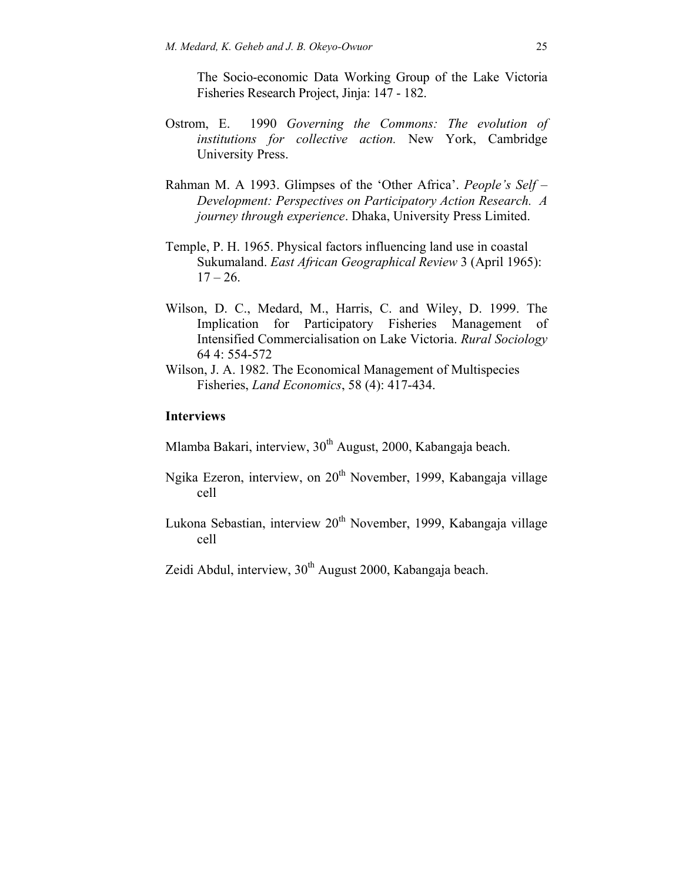The Socio-economic Data Working Group of the Lake Victoria Fisheries Research Project, Jinja: 147 - 182.

Ostrom, E. 1990 *Governing the Commons: The evolution of institutions for collective action.* New York, Cambridge University Press.

Rahman M. A 1993. Glimpses of the 'Other Africa'. *People's Self – Development: Perspectives on Participatory Action Research. A journey through experience*. Dhaka, University Press Limited.

Temple, P. H. 1965. Physical factors influencing land use in coastal Sukumaland. *East African Geographical Review* 3 (April 1965): 17 – 26.

Wilson, D. C., Medard, M., Harris, C. and Wiley, D. 1999. The Implication for Participatory Fisheries Management of Intensified Commercialisation on Lake Victoria. *Rural Sociology* 64 4: 554-572

Wilson, J. A. 1982. The Economical Management of Multispecies Fisheries, *Land Economics*, 58 (4): 417-434.

### Interviews

Mlamba Bakari, interview, 30th August, 2000, Kabangaja beach.

Ngika Ezeron, interview, on 20th November, 1999, Kabangaja village cell

Lukona Sebastian, interview 20th November, 1999, Kabangaja village cell

Zeidi Abdul, interview, 30th August 2000, Kabangaja beach.